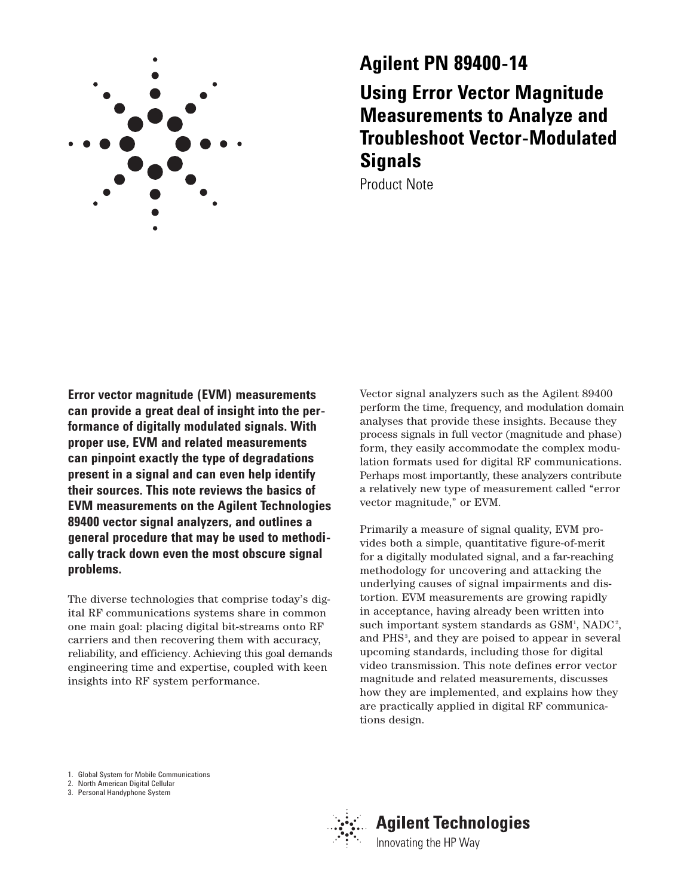# Agilent PN 89400-14

## Using Error Vector Magnitude Measurements to Analyze and Troubleshoot Vector-Modulated Signals

Product Note

**Error vector magnitude (EVM) measurements can provide a great deal of insight into the performance of digitally modulated signals. With proper use, EVM and related measurements can pinpoint exactly the type of degradations present in a signal and can even help identify their sources. This note reviews the basics of EVM measurements on the Agilent Technologies 89400 vector signal analyzers, and outlines a general procedure that may be used to methodically track down even the most obscure signal problems.**

The diverse technologies that comprise today's digital RF communications systems share in common one main goal: placing digital bit-streams onto RF carriers and then recovering them with accuracy, reliability, and efficiency. Achieving this goal demands engineering time and expertise, coupled with keen insights into RF system performance.

Vector signal analyzers such as the Agilent 89400 perform the time, frequency, and modulation domain analyses that provide these insights. Because they process signals in full vector (magnitude and phase) form, they easily accommodate the complex modulation formats used for digital RF communications. Perhaps most importantly, these analyzers contribute a relatively new type of measurement called "error vector magnitude," or EVM.

Primarily a measure of signal quality, EVM provides both a simple, quantitative figure-of-merit for a digitally modulated signal, and a far-reaching methodology for uncovering and attacking the underlying causes of signal impairments and distortion. EVM measurements are growing rapidly in acceptance, having already been written into such important system standards as GSM[1], NADC[2], and PHS[3], and they are poised to appear in several upcoming standards, including those for digital video transmission. This note defines error vector magnitude and related measurements, discusses how they are implemented, and explains how they are practically applied in digital RF communications design.

1. Global System for Mobile Communications
2. North American Digital Cellular
3. Personal Handyphone System

Agilent Technologies

Innovating the HP Way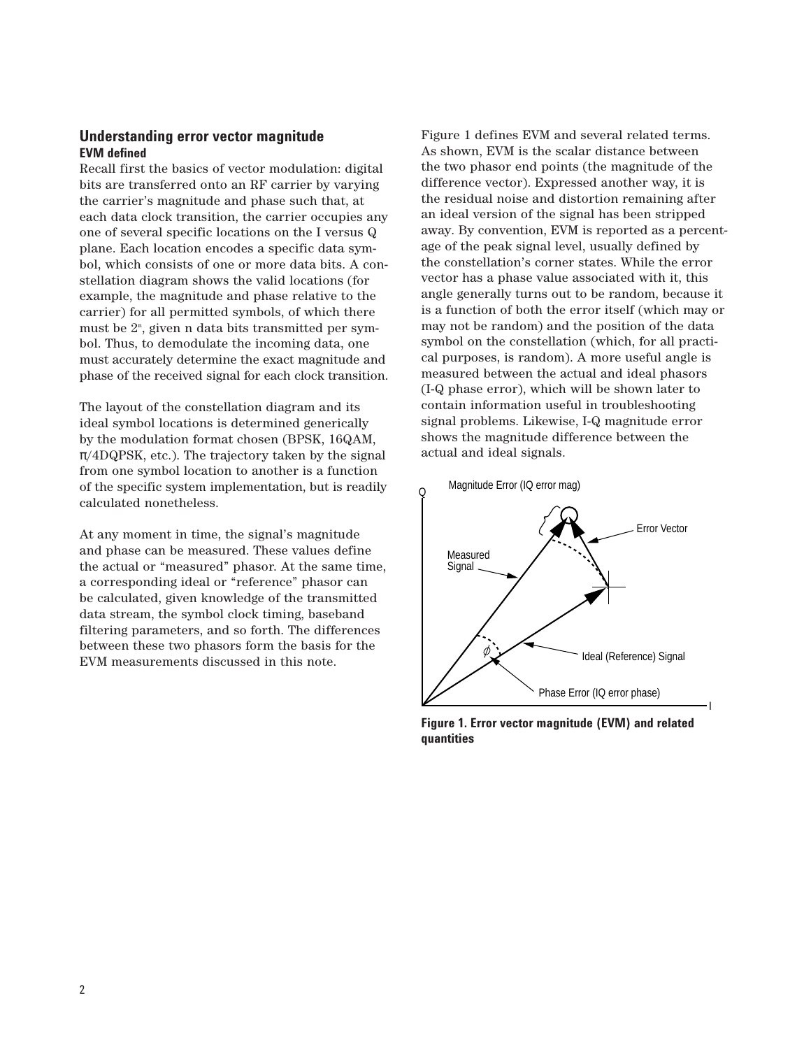## Understanding error vector magnitude

### EVM defined

Recall first the basics of vector modulation: digital bits are transferred onto an RF carrier by varying the carrier's magnitude and phase such that, at each data clock transition, the carrier occupies any one of several specific locations on the I versus Q plane. Each location encodes a specific data symbol, which consists of one or more data bits. A constellation diagram shows the valid locations (for example, the magnitude and phase relative to the carrier) for all permitted symbols, of which there must be $2^n$, given n data bits transmitted per symbol. Thus, to demodulate the incoming data, one must accurately determine the exact magnitude and phase of the received signal for each clock transition.

The layout of the constellation diagram and its ideal symbol locations is determined generically by the modulation format chosen (BPSK, 16QAM, $\pi$/4DQPSK, etc.). The trajectory taken by the signal from one symbol location to another is a function of the specific system implementation, but is readily calculated nonetheless.

At any moment in time, the signal's magnitude and phase can be measured. These values define the actual or "measured" phasor. At the same time, a corresponding ideal or "reference" phasor can be calculated, given knowledge of the transmitted data stream, the symbol clock timing, baseband filtering parameters, and so forth. The differences between these two phasors form the basis for the EVM measurements discussed in this note.

Figure 1 defines EVM and several related terms. As shown, EVM is the scalar distance between the two phasor end points (the magnitude of the difference vector). Expressed another way, it is the residual noise and distortion remaining after an ideal version of the signal has been stripped away. By convention, EVM is reported as a percentage of the peak signal level, usually defined by the constellation's corner states. While the error vector has a phase value associated with it, this angle generally turns out to be random, because it is a function of both the error itself (which may or may not be random) and the position of the data symbol on the constellation (which, for all practical purposes, is random). A more useful angle is measured between the actual and ideal phasors (I-Q phase error), which will be shown later to contain information useful in troubleshooting signal problems. Likewise, I-Q magnitude error shows the magnitude difference between the actual and ideal signals.

Q

Magnitude Error (IQ error mag)

Error Vector

Measured Signal

$\phi$

Ideal (Reference) Signal

Phase Error (IQ error phase)

I

**Figure 1. Error vector magnitude (EVM) and related quantities**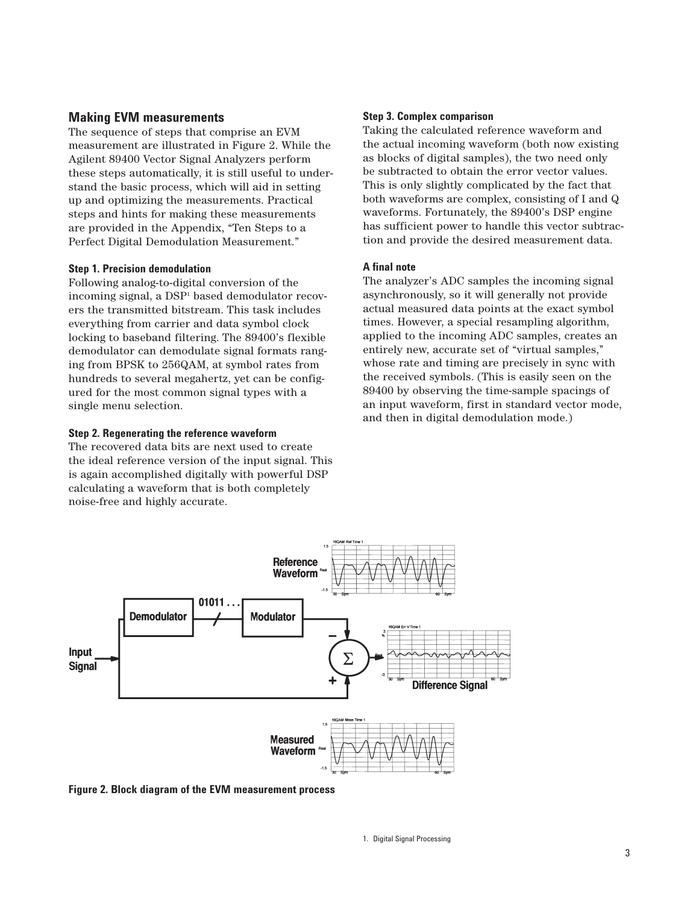## Making EVM measurements

The sequence of steps that comprise an EVM measurement are illustrated in Figure 2. While the Agilent 89400 Vector Signal Analyzers perform these steps automatically, it is still useful to understand the basic process, which will aid in setting up and optimizing the measurements. Practical steps and hints for making these measurements are provided in the Appendix, "Ten Steps to a Perfect Digital Demodulation Measurement."

#### Step 1. Precision demodulation

Following analog-to-digital conversion of the incoming signal, a DSP[1] based demodulator recovers the transmitted bitstream. This task includes everything from carrier and data symbol clock locking to baseband filtering. The 89400's flexible demodulator can demodulate signal formats ranging from BPSK to 256QAM, at symbol rates from hundreds to several megahertz, yet can be configured for the most common signal types with a single menu selection.

#### Step 2. Regenerating the reference waveform

The recovered data bits are next used to create the ideal reference version of the input signal. This is again accomplished digitally with powerful DSP calculating a waveform that is both completely noise-free and highly accurate.

#### Step 3. Complex comparison

Taking the calculated reference waveform and the actual incoming waveform (both now existing as blocks of digital samples), the two need only be subtracted to obtain the error vector values. This is only slightly complicated by the fact that both waveforms are complex, consisting of I and Q waveforms. Fortunately, the 89400's DSP engine has sufficient power to handle this vector subtraction and provide the desired measurement data.

#### A final note

The analyzer's ADC samples the incoming signal asynchronously, so it will generally not provide actual measured data points at the exact symbol times. However, a special resampling algorithm, applied to the incoming ADC samples, creates an entirely new, accurate set of "virtual samples," whose rate and timing are precisely in sync with the received symbols. (This is easily seen on the 89400 by observing the time-sample spacings of an input waveform, first in standard vector mode, and then in digital demodulation mode.)

**Figure 2. Block diagram of the EVM measurement process**

1. Digital Signal Processing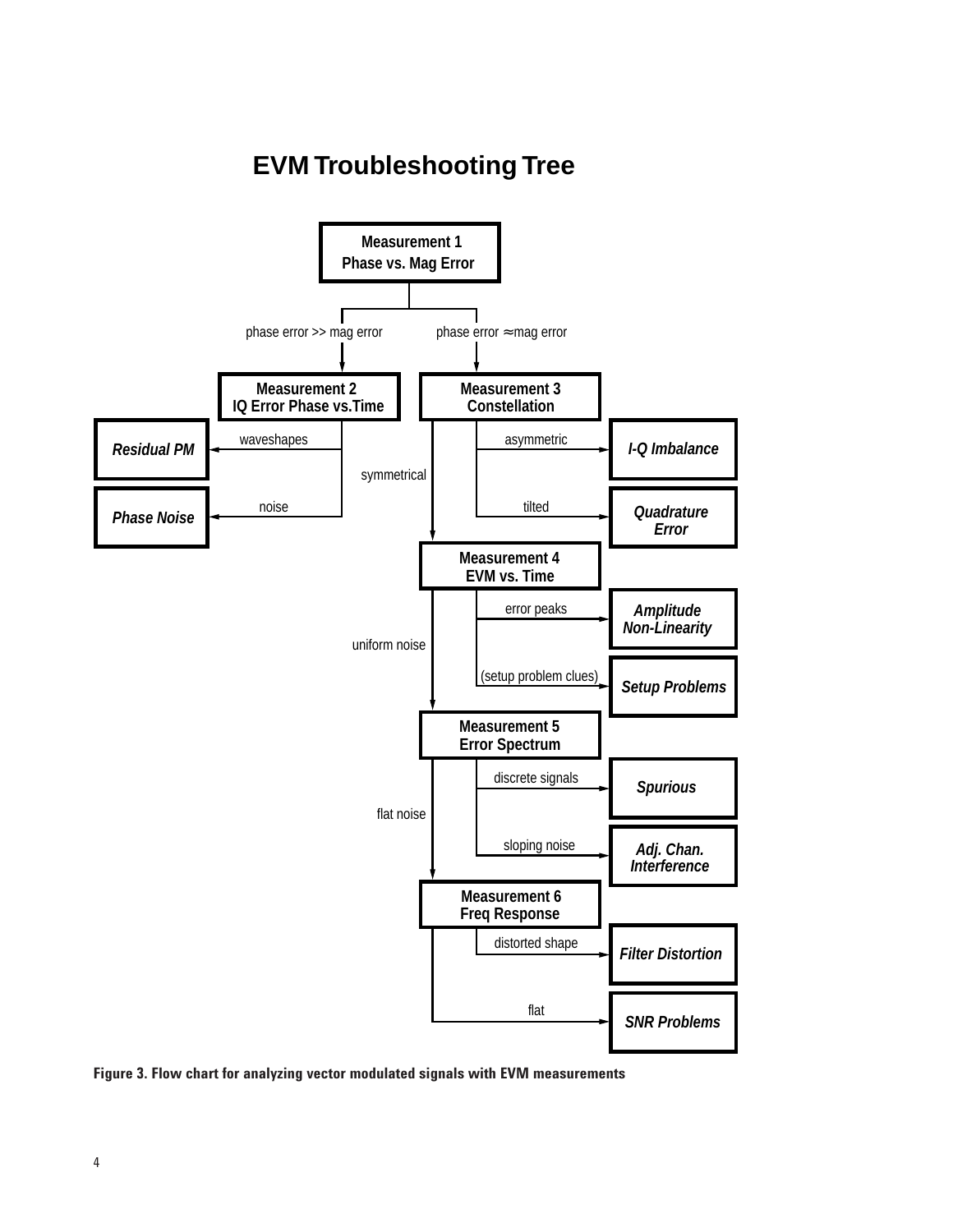# EVM Troubleshooting Tree

**Measurement 1**
**Phase vs. Mag Error**

- phase error >> mag error → **Measurement 2 — IQ Error Phase vs.Time**
  - waveshapes → ***Residual PM***
  - noise → ***Phase Noise***
- phase error ≈ mag error → **Measurement 3 — Constellation**
  - asymmetric → ***I-Q Imbalance***
  - tilted → ***Quadrature Error***
  - symmetrical → **Measurement 4 — EVM vs. Time**
    - error peaks → ***Amplitude Non-Linearity***
    - (setup problem clues) → ***Setup Problems***
    - uniform noise → **Measurement 5 — Error Spectrum**
      - discrete signals → ***Spurious***
      - sloping noise → ***Adj. Chan. Interference***
      - flat noise → **Measurement 6 — Freq Response**
        - distorted shape → ***Filter Distortion***
        - flat → ***SNR Problems***

**Figure 3. Flow chart for analyzing vector modulated signals with EVM measurements**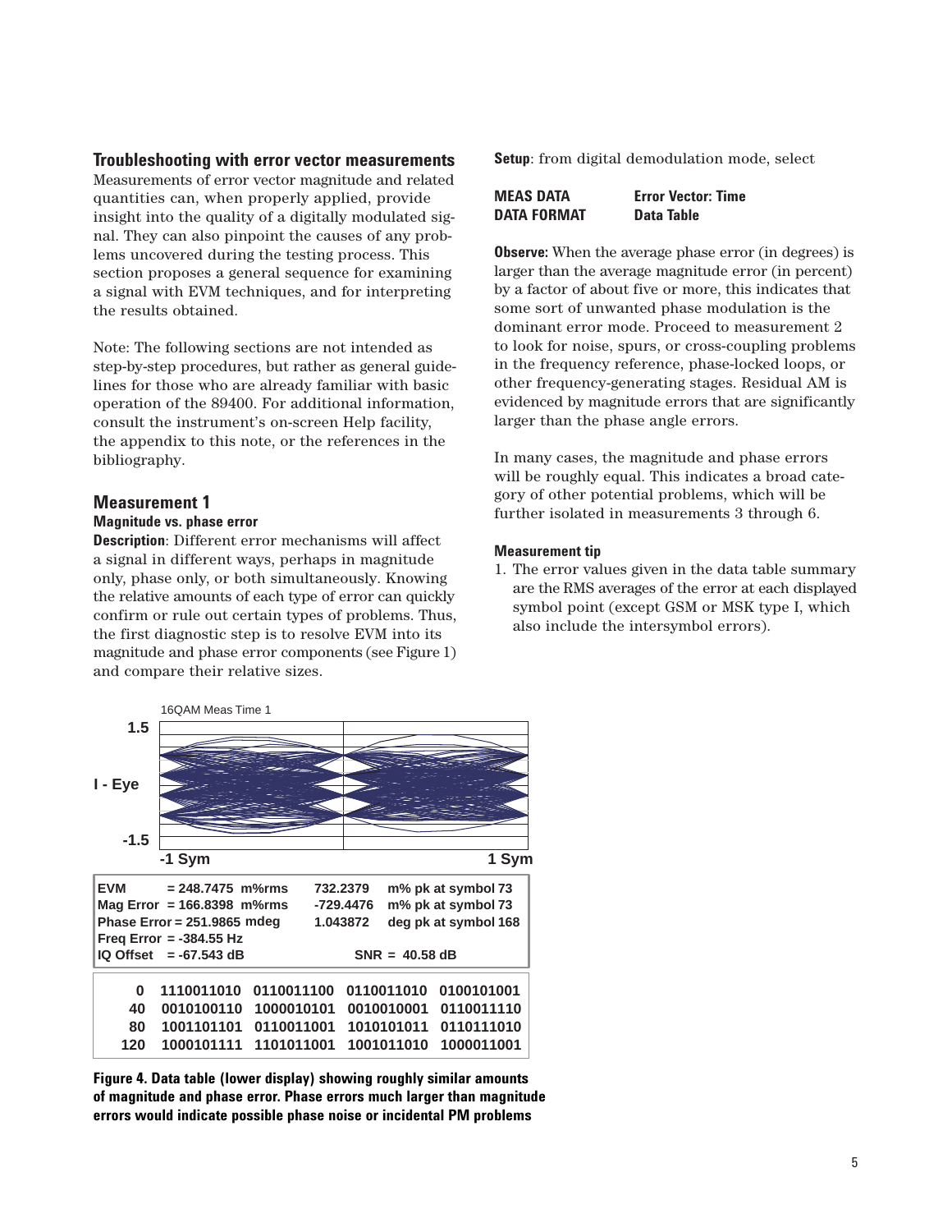## Troubleshooting with error vector measurements

Measurements of error vector magnitude and related quantities can, when properly applied, provide insight into the quality of a digitally modulated signal. They can also pinpoint the causes of any problems uncovered during the testing process. This section proposes a general sequence for examining a signal with EVM techniques, and for interpreting the results obtained.

Note: The following sections are not intended as step-by-step procedures, but rather as general guidelines for those who are already familiar with basic operation of the 89400. For additional information, consult the instrument's on-screen Help facility, the appendix to this note, or the references in the bibliography.

## Measurement 1

### Magnitude vs. phase error

**Description**: Different error mechanisms will affect a signal in different ways, perhaps in magnitude only, phase only, or both simultaneously. Knowing the relative amounts of each type of error can quickly confirm or rule out certain types of problems. Thus, the first diagnostic step is to resolve EVM into its magnitude and phase error components (see Figure 1) and compare their relative sizes.

**Setup**: from digital demodulation mode, select

| | |
|---|---|
| **MEAS DATA** | **Error Vector: Time** |
| **DATA FORMAT** | **Data Table** |

**Observe:** When the average phase error (in degrees) is larger than the average magnitude error (in percent) by a factor of about five or more, this indicates that some sort of unwanted phase modulation is the dominant error mode. Proceed to measurement 2 to look for noise, spurs, or cross-coupling problems in the frequency reference, phase-locked loops, or other frequency-generating stages. Residual AM is evidenced by magnitude errors that are significantly larger than the phase angle errors.

In many cases, the magnitude and phase errors will be roughly equal. This indicates a broad category of other potential problems, which will be further isolated in measurements 3 through 6.

### Measurement tip

1. The error values given in the data table summary are the RMS averages of the error at each displayed symbol point (except GSM or MSK type I, which also include the intersymbol errors).

16QAM Meas Time 1

1.5

I - Eye

-1.5

-1 Sym 1 Sym

| | | | |
|---|---|---|---|
| EVM = 248.7475 m%rms | 732.2379 | m% pk at symbol 73 |
| Mag Error = 166.8398 m%rms | -729.4476 | m% pk at symbol 73 |
| Phase Error = 251.9865 mdeg | 1.043872 | deg pk at symbol 168 |
| Freq Error = -384.55 Hz | | |
| IQ Offset = -67.543 dB | SNR = 40.58 dB | |

| | | | | |
|---|---|---|---|---|
| 0 | 1110011010 | 0110011100 | 0110011010 | 0100101001 |
| 40 | 0010100110 | 1000010101 | 0010010001 | 0110011110 |
| 80 | 1001101101 | 0110011001 | 1010101011 | 0110111010 |
| 120 | 1000101111 | 1101011001 | 1001011010 | 1000011001 |

**Figure 4. Data table (lower display) showing roughly similar amounts of magnitude and phase error. Phase errors much larger than magnitude errors would indicate possible phase noise or incidental PM problems**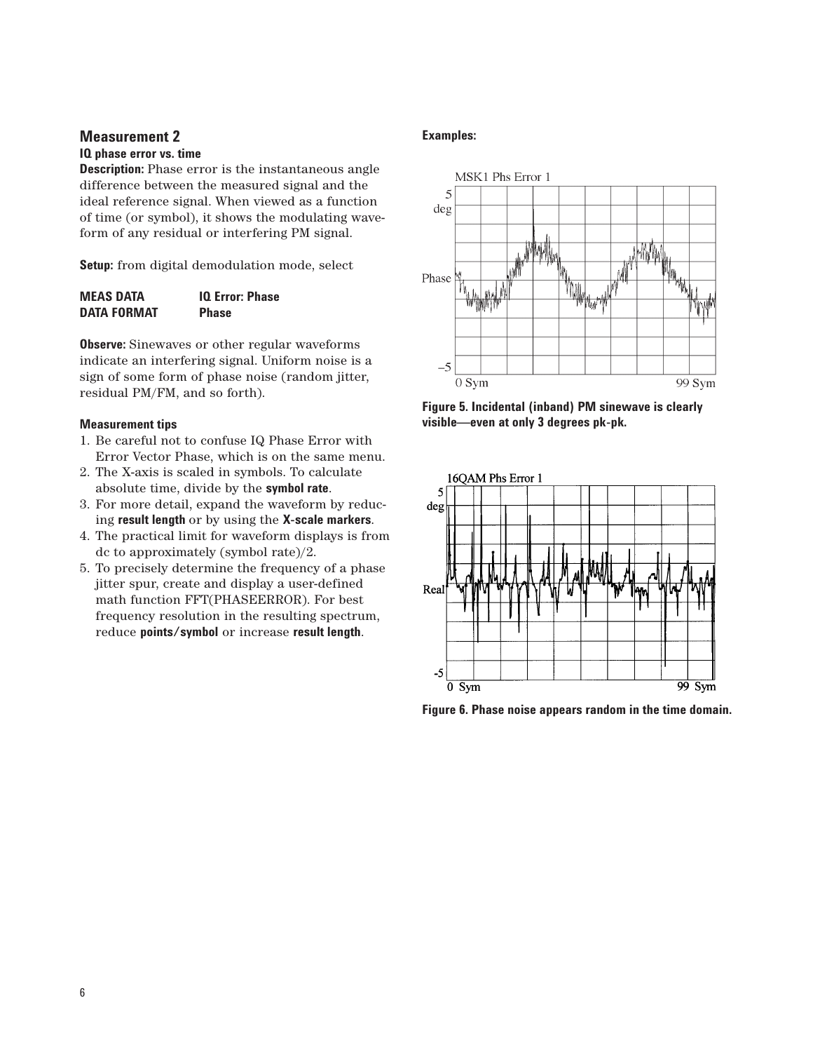## Measurement 2

### IQ phase error vs. time

**Description:** Phase error is the instantaneous angle difference between the measured signal and the ideal reference signal. When viewed as a function of time (or symbol), it shows the modulating waveform of any residual or interfering PM signal.

**Setup:** from digital demodulation mode, select

| | |
|---|---|
| **MEAS DATA** | **IQ Error: Phase** |
| **DATA FORMAT** | **Phase** |

**Observe:** Sinewaves or other regular waveforms indicate an interfering signal. Uniform noise is a sign of some form of phase noise (random jitter, residual PM/FM, and so forth).

#### Measurement tips

1. Be careful not to confuse IQ Phase Error with Error Vector Phase, which is on the same menu.
2. The X-axis is scaled in symbols. To calculate absolute time, divide by the **symbol rate**.
3. For more detail, expand the waveform by reducing **result length** or by using the **X-scale markers**.
4. The practical limit for waveform displays is from dc to approximately (symbol rate)/2.
5. To precisely determine the frequency of a phase jitter spur, create and display a user-defined math function FFT(PHASEERROR). For best frequency resolution in the resulting spectrum, reduce **points/symbol** or increase **result length**.

**Examples:**

**Figure 5. Incidental (inband) PM sinewave is clearly visible—even at only 3 degrees pk-pk.**

**Figure 6. Phase noise appears random in the time domain.**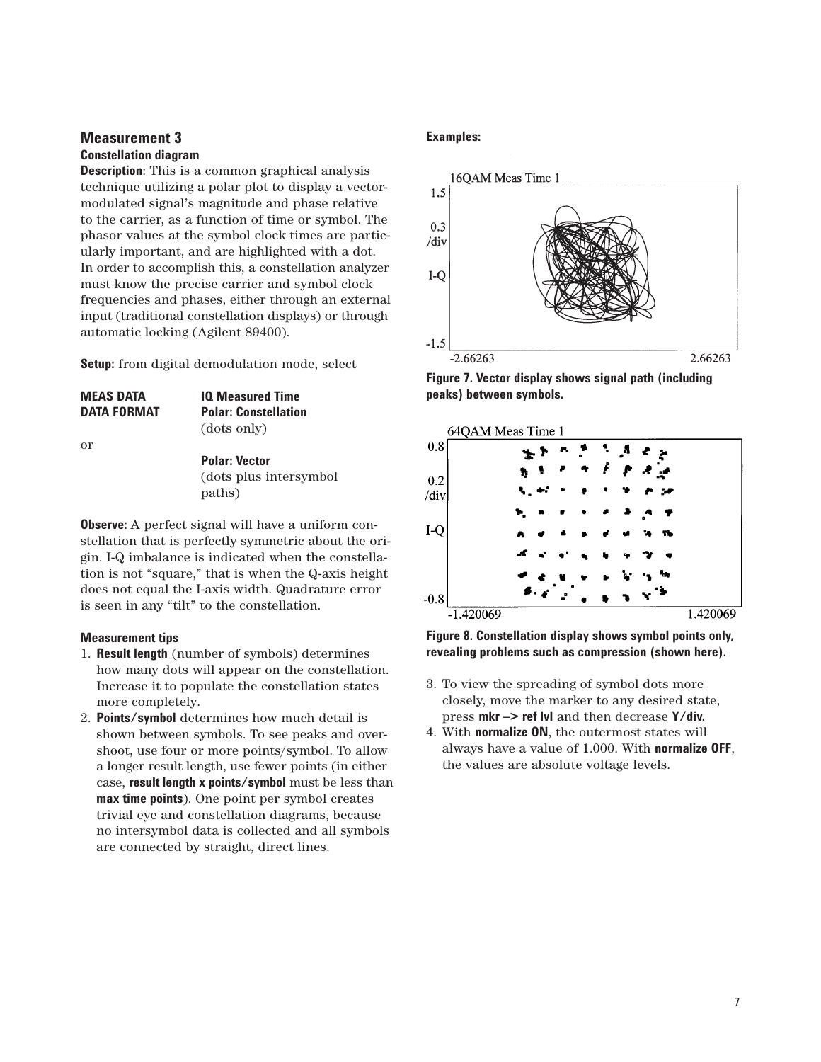## Measurement 3

**Constellation diagram**

**Description**: This is a common graphical analysis technique utilizing a polar plot to display a vector-modulated signal's magnitude and phase relative to the carrier, as a function of time or symbol. The phasor values at the symbol clock times are particularly important, and are highlighted with a dot. In order to accomplish this, a constellation analyzer must know the precise carrier and symbol clock frequencies and phases, either through an external input (traditional constellation displays) or through automatic locking (Agilent 89400).

**Setup:** from digital demodulation mode, select

| | |
|---|---|
| **MEAS DATA** | **IQ Measured Time** |
| **DATA FORMAT** | **Polar: Constellation** (dots only) |
| or | |
| | **Polar: Vector** (dots plus intersymbol paths) |

**Observe:** A perfect signal will have a uniform constellation that is perfectly symmetric about the origin. I-Q imbalance is indicated when the constellation is not "square," that is when the Q-axis height does not equal the I-axis width. Quadrature error is seen in any "tilt" to the constellation.

**Measurement tips**

1. **Result length** (number of symbols) determines how many dots will appear on the constellation. Increase it to populate the constellation states more completely.
2. **Points/symbol** determines how much detail is shown between symbols. To see peaks and overshoot, use four or more points/symbol. To allow a longer result length, use fewer points (in either case, **result length x points/symbol** must be less than **max time points**). One point per symbol creates trivial eye and constellation diagrams, because no intersymbol data is collected and all symbols are connected by straight, direct lines.
3. To view the spreading of symbol dots more closely, move the marker to any desired state, press **mkr –> ref lvl** and then decrease **Y/div.**
4. With **normalize ON**, the outermost states will always have a value of 1.000. With **normalize OFF**, the values are absolute voltage levels.

**Examples:**

16QAM Meas Time 1

**Figure 7. Vector display shows signal path (including peaks) between symbols.**

64QAM Meas Time 1

**Figure 8. Constellation display shows symbol points only, revealing problems such as compression (shown here).**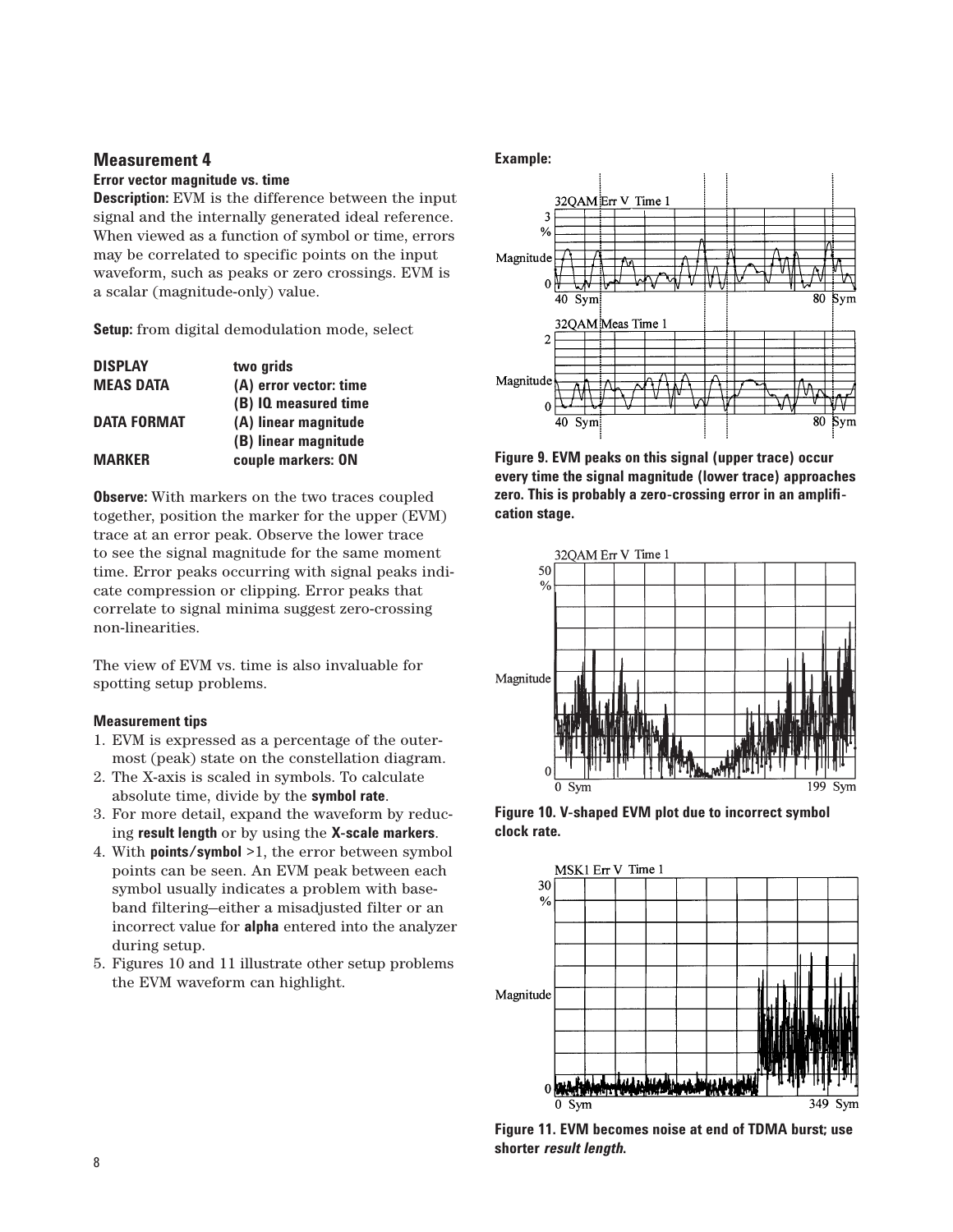## Measurement 4

**Error vector magnitude vs. time**

**Description:** EVM is the difference between the input signal and the internally generated ideal reference. When viewed as a function of symbol or time, errors may be correlated to specific points on the input waveform, such as peaks or zero crossings. EVM is a scalar (magnitude-only) value.

**Setup:** from digital demodulation mode, select

| | |
|---|---|
| **DISPLAY** | **two grids** |
| **MEAS DATA** | **(A) error vector: time** |
| | **(B) IQ measured time** |
| **DATA FORMAT** | **(A) linear magnitude** |
| | **(B) linear magnitude** |
| **MARKER** | **couple markers: ON** |

**Observe:** With markers on the two traces coupled together, position the marker for the upper (EVM) trace at an error peak. Observe the lower trace to see the signal magnitude for the same moment time. Error peaks occurring with signal peaks indicate compression or clipping. Error peaks that correlate to signal minima suggest zero-crossing non-linearities.

The view of EVM vs. time is also invaluable for spotting setup problems.

**Measurement tips**

1. EVM is expressed as a percentage of the outermost (peak) state on the constellation diagram.
2. The X-axis is scaled in symbols. To calculate absolute time, divide by the **symbol rate**.
3. For more detail, expand the waveform by reducing **result length** or by using the **X-scale markers**.
4. With **points/symbol** >1, the error between symbol points can be seen. An EVM peak between each symbol usually indicates a problem with baseband filtering–either a misadjusted filter or an incorrect value for **alpha** entered into the analyzer during setup.
5. Figures 10 and 11 illustrate other setup problems the EVM waveform can highlight.

**Example:**

**Figure 9. EVM peaks on this signal (upper trace) occur every time the signal magnitude (lower trace) approaches zero. This is probably a zero-crossing error in an amplification stage.**

**Figure 10. V-shaped EVM plot due to incorrect symbol clock rate.**

**Figure 11. EVM becomes noise at end of TDMA burst; use shorter *result length*.**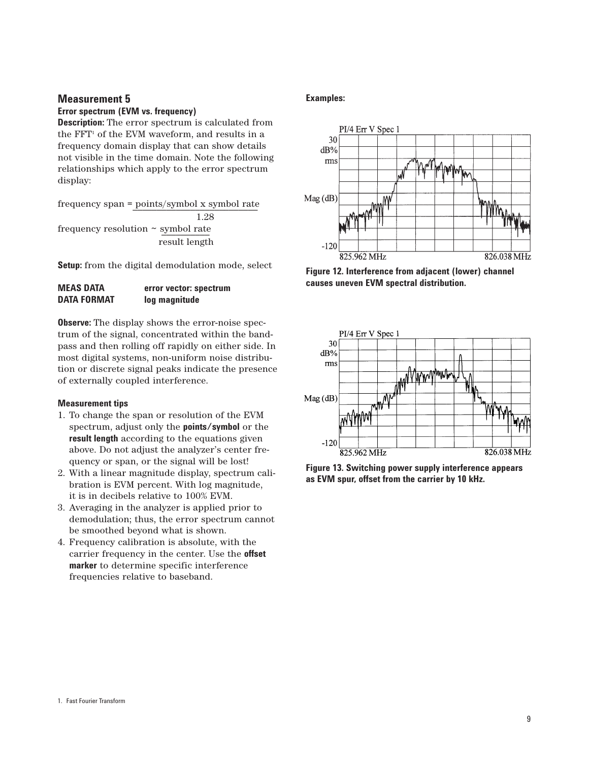## Measurement 5

### Error spectrum (EVM vs. frequency)

**Description:** The error spectrum is calculated from the FFT[1] of the EVM waveform, and results in a frequency domain display that can show details not visible in the time domain. Note the following relationships which apply to the error spectrum display:

$$\text{frequency span} = \frac{\text{points/symbol x symbol rate}}{1.28}$$

$$\text{frequency resolution} \sim \frac{\text{symbol rate}}{\text{result length}}$$

**Setup:** from the digital demodulation mode, select

| | |
|---|---|
| **MEAS DATA** | **error vector: spectrum** |
| **DATA FORMAT** | **log magnitude** |

**Observe:** The display shows the error-noise spectrum of the signal, concentrated within the bandpass and then rolling off rapidly on either side. In most digital systems, non-uniform noise distribution or discrete signal peaks indicate the presence of externally coupled interference.

**Measurement tips**

1. To change the span or resolution of the EVM spectrum, adjust only the **points/symbol** or the **result length** according to the equations given above. Do not adjust the analyzer's center frequency or span, or the signal will be lost!
2. With a linear magnitude display, spectrum calibration is EVM percent. With log magnitude, it is in decibels relative to 100% EVM.
3. Averaging in the analyzer is applied prior to demodulation; thus, the error spectrum cannot be smoothed beyond what is shown.
4. Frequency calibration is absolute, with the carrier frequency in the center. Use the **offset marker** to determine specific interference frequencies relative to baseband.

**Examples:**

**Figure 12. Interference from adjacent (lower) channel causes uneven EVM spectral distribution.**

**Figure 13. Switching power supply interference appears as EVM spur, offset from the carrier by 10 kHz.**

1. Fast Fourier Transform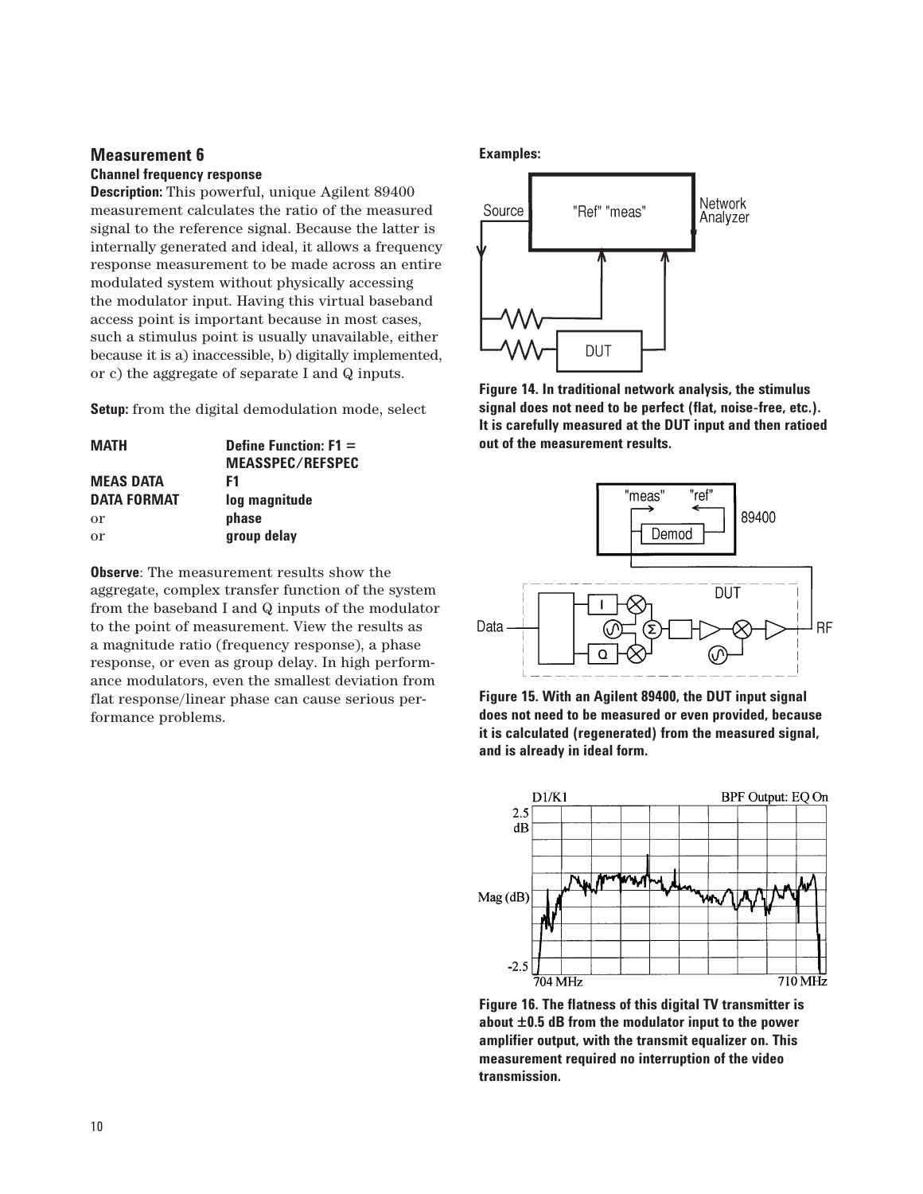## Measurement 6

### Channel frequency response

**Description:** This powerful, unique Agilent 89400 measurement calculates the ratio of the measured signal to the reference signal. Because the latter is internally generated and ideal, it allows a frequency response measurement to be made across an entire modulated system without physically accessing the modulator input. Having this virtual baseband access point is important because in most cases, such a stimulus point is usually unavailable, either because it is a) inaccessible, b) digitally implemented, or c) the aggregate of separate I and Q inputs.

**Setup:** from the digital demodulation mode, select

| | |
|---|---|
| **MATH** | **Define Function: F1 = MEASSPEC/REFSPEC** |
| **MEAS DATA** | **F1** |
| **DATA FORMAT** | **log magnitude** |
| or | **phase** |
| or | **group delay** |

**Observe**: The measurement results show the aggregate, complex transfer function of the system from the baseband I and Q inputs of the modulator to the point of measurement. View the results as a magnitude ratio (frequency response), a phase response, or even as group delay. In high performance modulators, even the smallest deviation from flat response/linear phase can cause serious performance problems.

**Examples:**

**Figure 14. In traditional network analysis, the stimulus signal does not need to be perfect (flat, noise-free, etc.). It is carefully measured at the DUT input and then ratioed out of the measurement results.**

**Figure 15. With an Agilent 89400, the DUT input signal does not need to be measured or even provided, because it is calculated (regenerated) from the measured signal, and is already in ideal form.**

**Figure 16. The flatness of this digital TV transmitter is about ±0.5 dB from the modulator input to the power amplifier output, with the transmit equalizer on. This measurement required no interruption of the video transmission.**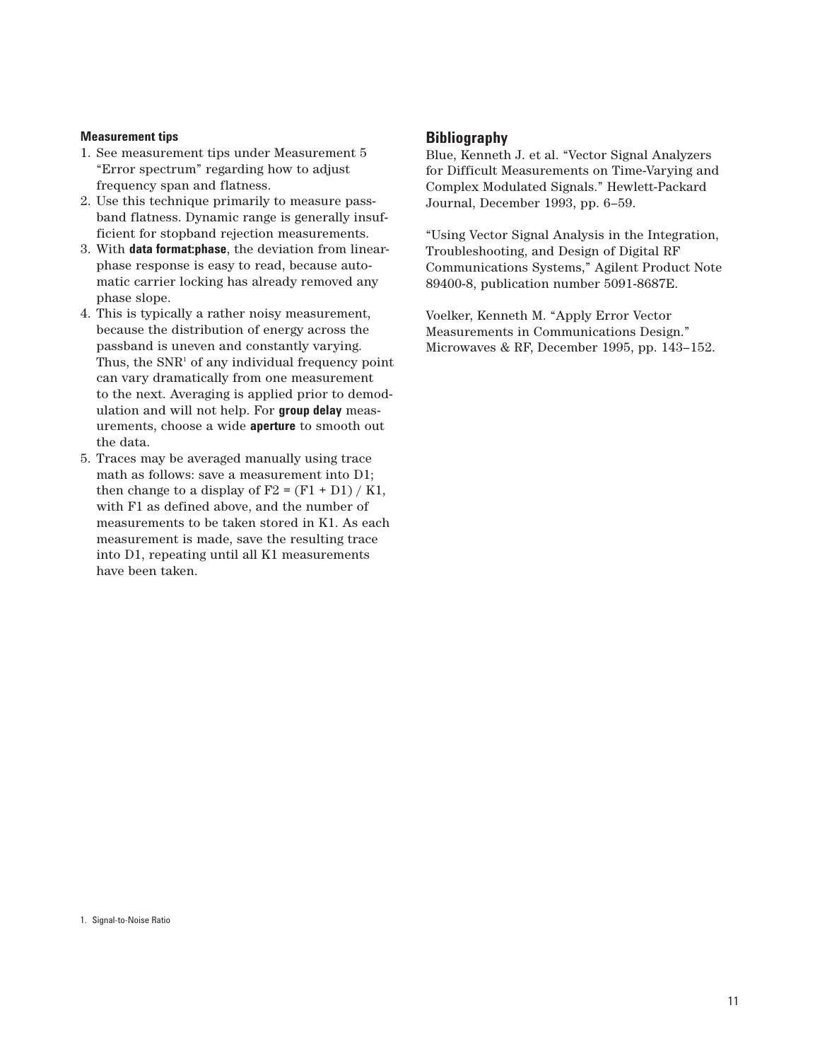**Measurement tips**

1. See measurement tips under Measurement 5 "Error spectrum" regarding how to adjust frequency span and flatness.
2. Use this technique primarily to measure passband flatness. Dynamic range is generally insufficient for stopband rejection measurements.
3. With **data format:phase**, the deviation from linear-phase response is easy to read, because automatic carrier locking has already removed any phase slope.
4. This is typically a rather noisy measurement, because the distribution of energy across the passband is uneven and constantly varying. Thus, the SNR[1] of any individual frequency point can vary dramatically from one measurement to the next. Averaging is applied prior to demodulation and will not help. For **group delay** measurements, choose a wide **aperture** to smooth out the data.
5. Traces may be averaged manually using trace math as follows: save a measurement into D1; then change to a display of F2 = (F1 + D1) / K1, with F1 as defined above, and the number of measurements to be taken stored in K1. As each measurement is made, save the resulting trace into D1, repeating until all K1 measurements have been taken.

## Bibliography

Blue, Kenneth J. et al. "Vector Signal Analyzers for Difficult Measurements on Time-Varying and Complex Modulated Signals." Hewlett-Packard Journal, December 1993, pp. 6–59.

"Using Vector Signal Analysis in the Integration, Troubleshooting, and Design of Digital RF Communications Systems," Agilent Product Note 89400-8, publication number 5091-8687E.

Voelker, Kenneth M. "Apply Error Vector Measurements in Communications Design." Microwaves & RF, December 1995, pp. 143–152.

1. Signal-to-Noise Ratio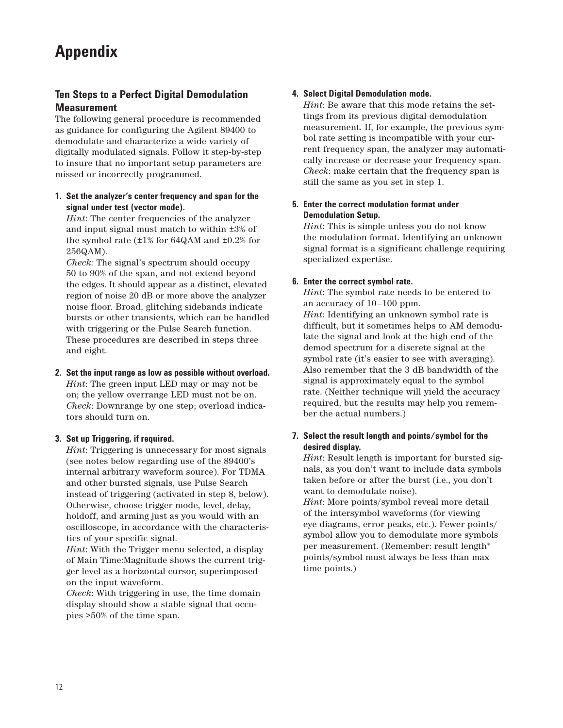# Appendix

## Ten Steps to a Perfect Digital Demodulation Measurement

The following general procedure is recommended as guidance for configuring the Agilent 89400 to demodulate and characterize a wide variety of digitally modulated signals. Follow it step-by-step to insure that no important setup parameters are missed or incorrectly programmed.

1. **Set the analyzer's center frequency and span for the signal under test (vector mode).**
   *Hint*: The center frequencies of the analyzer and input signal must match to within ±3% of the symbol rate (±1% for 64QAM and ±0.2% for 256QAM).
   *Check:* The signal's spectrum should occupy 50 to 90% of the span, and not extend beyond the edges. It should appear as a distinct, elevated region of noise 20 dB or more above the analyzer noise floor. Broad, glitching sidebands indicate bursts or other transients, which can be handled with triggering or the Pulse Search function. These procedures are described in steps three and eight.

2. **Set the input range as low as possible without overload.**
   *Hint*: The green input LED may or may not be on; the yellow overrange LED must not be on.
   *Check*: Downrange by one step; overload indicators should turn on.

3. **Set up Triggering, if required.**
   *Hint*: Triggering is unnecessary for most signals (see notes below regarding use of the 89400's internal arbitrary waveform source). For TDMA and other bursted signals, use Pulse Search instead of triggering (activated in step 8, below). Otherwise, choose trigger mode, level, delay, holdoff, and arming just as you would with an oscilloscope, in accordance with the characteristics of your specific signal.
   *Hint*: With the Trigger menu selected, a display of Main Time:Magnitude shows the current trigger level as a horizontal cursor, superimposed on the input waveform.
   *Check*: With triggering in use, the time domain display should show a stable signal that occupies >50% of the time span.

4. **Select Digital Demodulation mode.**
   *Hint*: Be aware that this mode retains the settings from its previous digital demodulation measurement. If, for example, the previous symbol rate setting is incompatible with your current frequency span, the analyzer may automatically increase or decrease your frequency span.
   *Check*: make certain that the frequency span is still the same as you set in step 1.

5. **Enter the correct modulation format under Demodulation Setup.**
   *Hint*: This is simple unless you do not know the modulation format. Identifying an unknown signal format is a significant challenge requiring specialized expertise.

6. **Enter the correct symbol rate.**
   *Hint*: The symbol rate needs to be entered to an accuracy of 10–100 ppm.
   *Hint*: Identifying an unknown symbol rate is difficult, but it sometimes helps to AM demodulate the signal and look at the high end of the demod spectrum for a discrete signal at the symbol rate (it's easier to see with averaging). Also remember that the 3 dB bandwidth of the signal is approximately equal to the symbol rate. (Neither technique will yield the accuracy required, but the results may help you remember the actual numbers.)

7. **Select the result length and points/symbol for the desired display.**
   *Hint*: Result length is important for bursted signals, as you don't want to include data symbols taken before or after the burst (i.e., you don't want to demodulate noise).
   *Hint*: More points/symbol reveal more detail of the intersymbol waveforms (for viewing eye diagrams, error peaks, etc.). Fewer points/symbol allow you to demodulate more symbols per measurement. (Remember: result length* points/symbol must always be less than max time points.)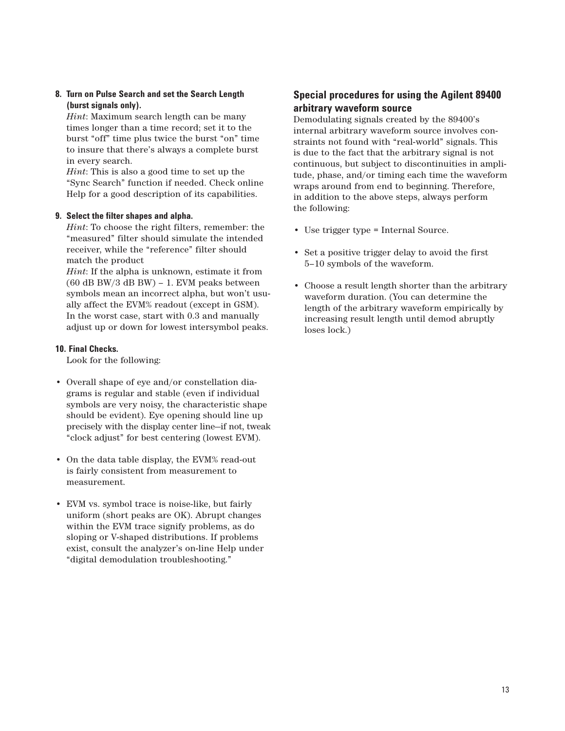**8. Turn on Pulse Search and set the Search Length (burst signals only).**

*Hint*: Maximum search length can be many times longer than a time record; set it to the burst "off" time plus twice the burst "on" time to insure that there's always a complete burst in every search.

*Hint*: This is also a good time to set up the "Sync Search" function if needed. Check online Help for a good description of its capabilities.

**9. Select the filter shapes and alpha.**

*Hint*: To choose the right filters, remember: the "measured" filter should simulate the intended receiver, while the "reference" filter should match the product

*Hint*: If the alpha is unknown, estimate it from (60 dB BW/3 dB BW) – 1. EVM peaks between symbols mean an incorrect alpha, but won't usually affect the EVM% readout (except in GSM). In the worst case, start with 0.3 and manually adjust up or down for lowest intersymbol peaks.

**10. Final Checks.**

Look for the following:

- Overall shape of eye and/or constellation diagrams is regular and stable (even if individual symbols are very noisy, the characteristic shape should be evident). Eye opening should line up precisely with the display center line—if not, tweak "clock adjust" for best centering (lowest EVM).
- On the data table display, the EVM% read-out is fairly consistent from measurement to measurement.
- EVM vs. symbol trace is noise-like, but fairly uniform (short peaks are OK). Abrupt changes within the EVM trace signify problems, as do sloping or V-shaped distributions. If problems exist, consult the analyzer's on-line Help under "digital demodulation troubleshooting."

## Special procedures for using the Agilent 89400 arbitrary waveform source

Demodulating signals created by the 89400's internal arbitrary waveform source involves constraints not found with "real-world" signals. This is due to the fact that the arbitrary signal is not continuous, but subject to discontinuities in amplitude, phase, and/or timing each time the waveform wraps around from end to beginning. Therefore, in addition to the above steps, always perform the following:

- Use trigger type = Internal Source.
- Set a positive trigger delay to avoid the first 5–10 symbols of the waveform.
- Choose a result length shorter than the arbitrary waveform duration. (You can determine the length of the arbitrary waveform empirically by increasing result length until demod abruptly loses lock.)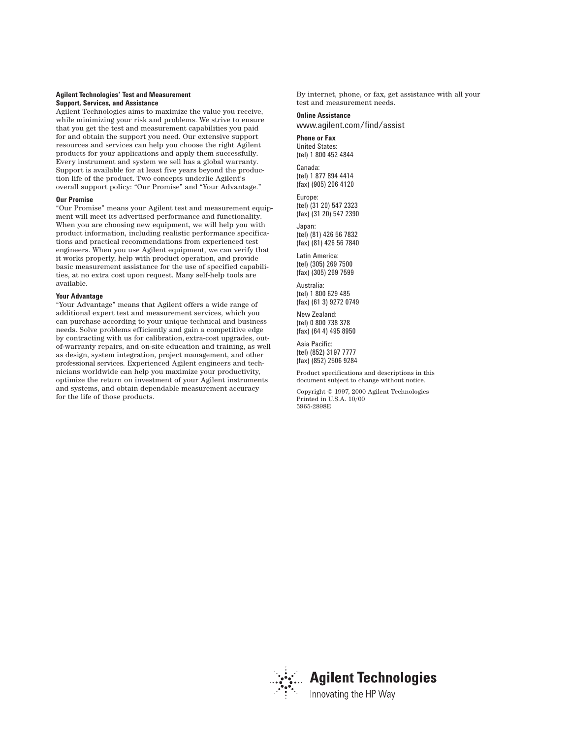### Agilent Technologies' Test and Measurement Support, Services, and Assistance

Agilent Technologies aims to maximize the value you receive, while minimizing your risk and problems. We strive to ensure that you get the test and measurement capabilities you paid for and obtain the support you need. Our extensive support resources and services can help you choose the right Agilent products for your applications and apply them successfully. Every instrument and system we sell has a global warranty. Support is available for at least five years beyond the production life of the product. Two concepts underlie Agilent's overall support policy: "Our Promise" and "Your Advantage."

#### Our Promise

"Our Promise" means your Agilent test and measurement equipment will meet its advertised performance and functionality. When you are choosing new equipment, we will help you with product information, including realistic performance specifications and practical recommendations from experienced test engineers. When you use Agilent equipment, we can verify that it works properly, help with product operation, and provide basic measurement assistance for the use of specified capabilities, at no extra cost upon request. Many self-help tools are available.

#### Your Advantage

"Your Advantage" means that Agilent offers a wide range of additional expert test and measurement services, which you can purchase according to your unique technical and business needs. Solve problems efficiently and gain a competitive edge by contracting with us for calibration, extra-cost upgrades, out-of-warranty repairs, and on-site education and training, as well as design, system integration, project management, and other professional services. Experienced Agilent engineers and technicians worldwide can help you maximize your productivity, optimize the return on investment of your Agilent instruments and systems, and obtain dependable measurement accuracy for the life of those products.

By internet, phone, or fax, get assistance with all your test and measurement needs.

#### Online Assistance

www.agilent.com/find/assist

#### Phone or Fax

United States:
(tel) 1 800 452 4844

Canada:
(tel) 1 877 894 4414
(fax) (905) 206 4120

Europe:
(tel) (31 20) 547 2323
(fax) (31 20) 547 2390

Japan:
(tel) (81) 426 56 7832
(fax) (81) 426 56 7840

Latin America:
(tel) (305) 269 7500
(fax) (305) 269 7599

Australia:
(tel) 1 800 629 485
(fax) (61 3) 9272 0749

New Zealand:
(tel) 0 800 738 378
(fax) (64 4) 495 8950

Asia Pacific:
(tel) (852) 3197 7777
(fax) (852) 2506 9284

Product specifications and descriptions in this document subject to change without notice.

Copyright © 1997, 2000 Agilent Technologies
Printed in U.S.A. 10/00
5965-2898E

**Agilent Technologies**
Innovating the HP Way